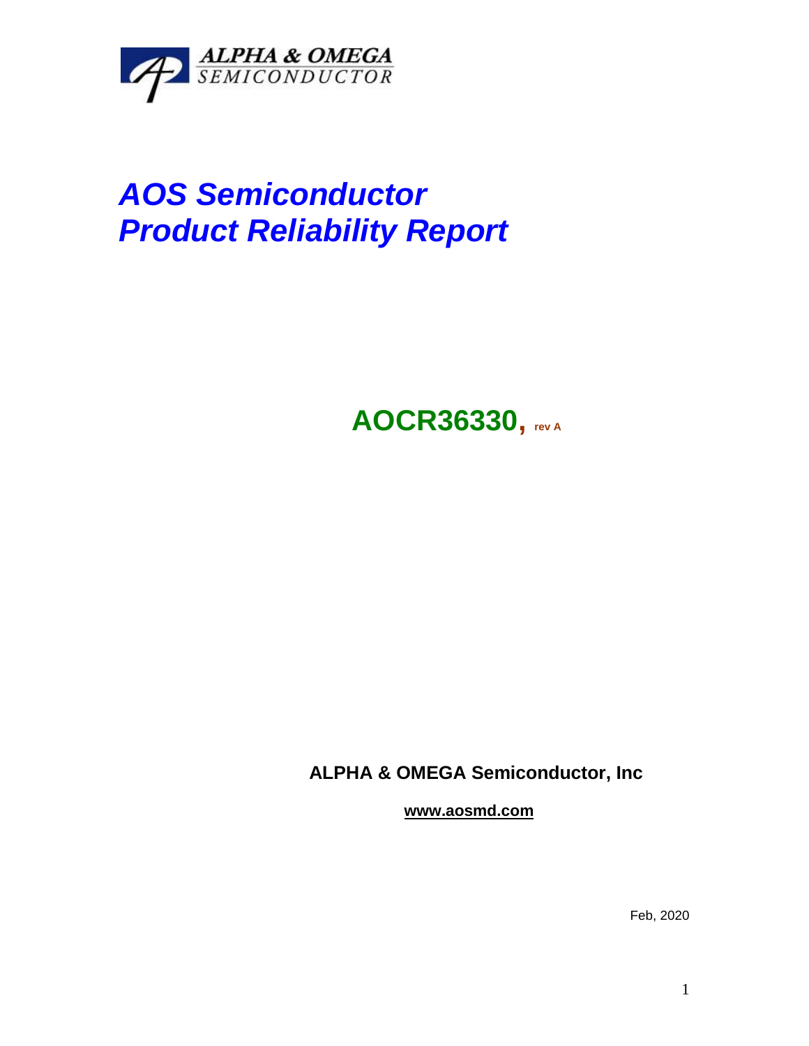ALPHA & OMEGA
SEMICONDUCTOR

# *AOS Semiconductor*
# *Product Reliability Report*

## **AOCR36330, rev A**

**ALPHA & OMEGA Semiconductor, Inc**

**www.aosmd.com**

Feb, 2020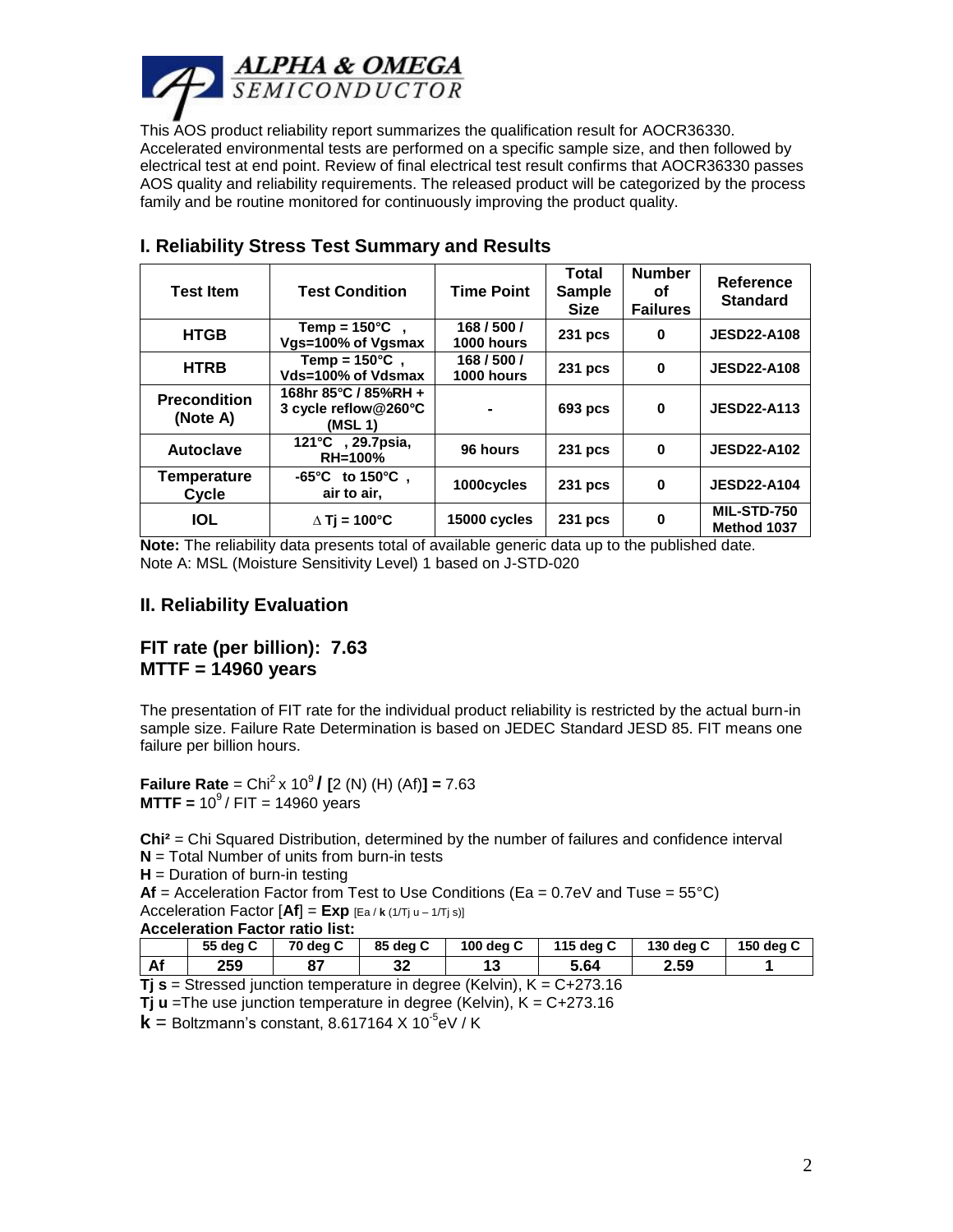ALPHA & OMEGA SEMICONDUCTOR

This AOS product reliability report summarizes the qualification result for AOCR36330. Accelerated environmental tests are performed on a specific sample size, and then followed by electrical test at end point. Review of final electrical test result confirms that AOCR36330 passes AOS quality and reliability requirements. The released product will be categorized by the process family and be routine monitored for continuously improving the product quality.

## I. Reliability Stress Test Summary and Results

| Test Item | Test Condition | Time Point | Total Sample Size | Number of Failures | Reference Standard |
|---|---|---|---|---|---|
| **HTGB** | **Temp = 150°C , Vgs=100% of Vgsmax** | **168 / 500 / 1000 hours** | **231 pcs** | **0** | **JESD22-A108** |
| **HTRB** | **Temp = 150°C , Vds=100% of Vdsmax** | **168 / 500 / 1000 hours** | **231 pcs** | **0** | **JESD22-A108** |
| **Precondition (Note A)** | **168hr 85°C / 85%RH + 3 cycle reflow@260°C (MSL 1)** | **-** | **693 pcs** | **0** | **JESD22-A113** |
| **Autoclave** | **121°C , 29.7psia, RH=100%** | **96 hours** | **231 pcs** | **0** | **JESD22-A102** |
| **Temperature Cycle** | **-65°C to 150°C , air to air,** | **1000cycles** | **231 pcs** | **0** | **JESD22-A104** |
| **IOL** | **$\Delta$ Tj = 100°C** | **15000 cycles** | **231 pcs** | **0** | **MIL-STD-750 Method 1037** |

**Note:** The reliability data presents total of available generic data up to the published date.
Note A: MSL (Moisture Sensitivity Level) 1 based on J-STD-020

## II. Reliability Evaluation

### FIT rate (per billion): 7.63
### MTTF = 14960 years

The presentation of FIT rate for the individual product reliability is restricted by the actual burn-in sample size. Failure Rate Determination is based on JEDEC Standard JESD 85. FIT means one failure per billion hours.

**Failure Rate** = $\text{Chi}^2 \times 10^9$ **/ [**2 (N) (H) (Af)**] =** 7.63
**MTTF =** $10^9$ / FIT = 14960 years

**Chi²** = Chi Squared Distribution, determined by the number of failures and confidence interval
**N** = Total Number of units from burn-in tests
**H** = Duration of burn-in testing
**Af** = Acceleration Factor from Test to Use Conditions (Ea = 0.7eV and Tuse = 55°C)
Acceleration Factor [**Af**] = **Exp** [Ea / **k** (1/Tj u – 1/Tj s)]

**Acceleration Factor ratio list:**

| | 55 deg C | 70 deg C | 85 deg C | 100 deg C | 115 deg C | 130 deg C | 150 deg C |
|---|---|---|---|---|---|---|---|
| **Af** | **259** | **87** | **32** | **13** | **5.64** | **2.59** | **1** |

**Tj s** = Stressed junction temperature in degree (Kelvin), K = C+273.16
**Tj u** =The use junction temperature in degree (Kelvin), K = C+273.16
**k** = Boltzmann's constant, $8.617164 \times 10^{-5}$ eV / K